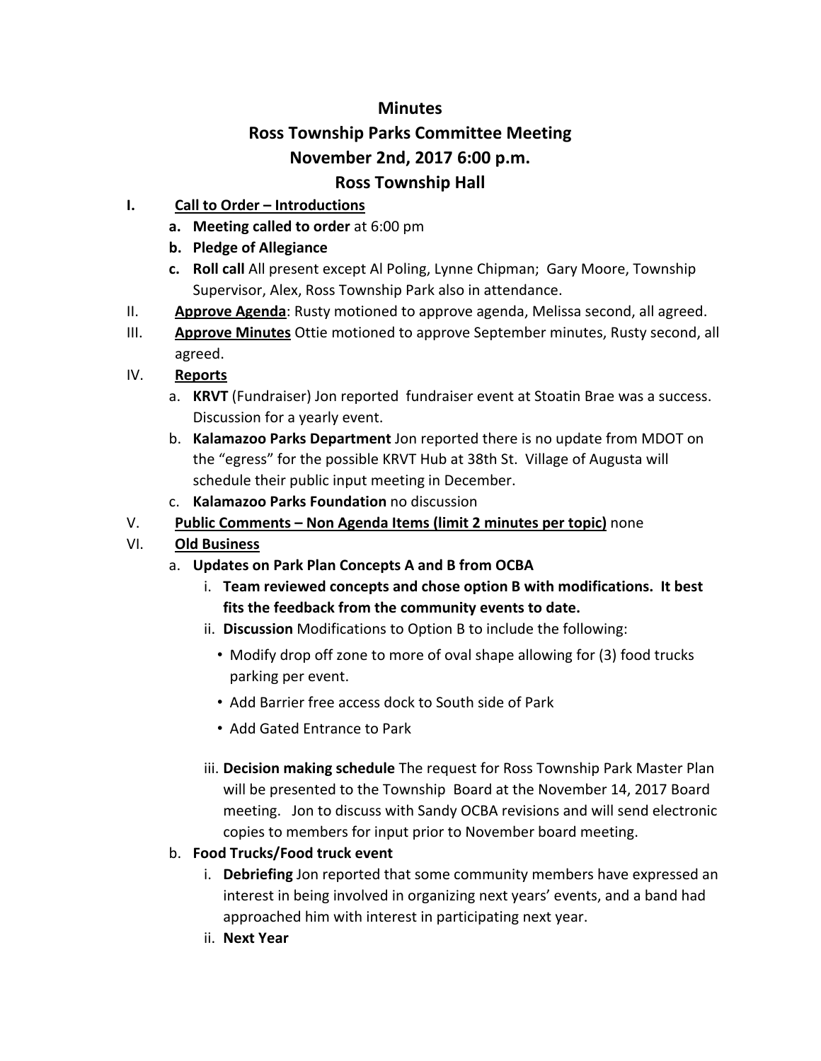# Minutes

## Ross Township Parks Committee Meeting

## November 2nd, 2017 6:00 p.m.

## Ross Township Hall

**I. Call to Order – Introductions**

a. **Meeting called to order** at 6:00 pm

b. **Pledge of Allegiance**

c. **Roll call** All present except Al Poling, Lynne Chipman; Gary Moore, Township Supervisor, Alex, Ross Township Park also in attendance.

II. **Approve Agenda**: Rusty motioned to approve agenda, Melissa second, all agreed.

III. **Approve Minutes** Ottie motioned to approve September minutes, Rusty second, all agreed.

IV. **Reports**

a. **KRVT** (Fundraiser) Jon reported fundraiser event at Stoatin Brae was a success. Discussion for a yearly event.

b. **Kalamazoo Parks Department** Jon reported there is no update from MDOT on the "egress" for the possible KRVT Hub at 38th St. Village of Augusta will schedule their public input meeting in December.

c. **Kalamazoo Parks Foundation** no discussion

V. **Public Comments – Non Agenda Items (limit 2 minutes per topic)** none

VI. **Old Business**

a. **Updates on Park Plan Concepts A and B from OCBA**

i. **Team reviewed concepts and chose option B with modifications. It best fits the feedback from the community events to date.**

ii. **Discussion** Modifications to Option B to include the following:

- Modify drop off zone to more of oval shape allowing for (3) food trucks parking per event.
- Add Barrier free access dock to South side of Park
- Add Gated Entrance to Park

iii. **Decision making schedule** The request for Ross Township Park Master Plan will be presented to the Township Board at the November 14, 2017 Board meeting. Jon to discuss with Sandy OCBA revisions and will send electronic copies to members for input prior to November board meeting.

b. **Food Trucks/Food truck event**

i. **Debriefing** Jon reported that some community members have expressed an interest in being involved in organizing next years' events, and a band had approached him with interest in participating next year.

ii. **Next Year**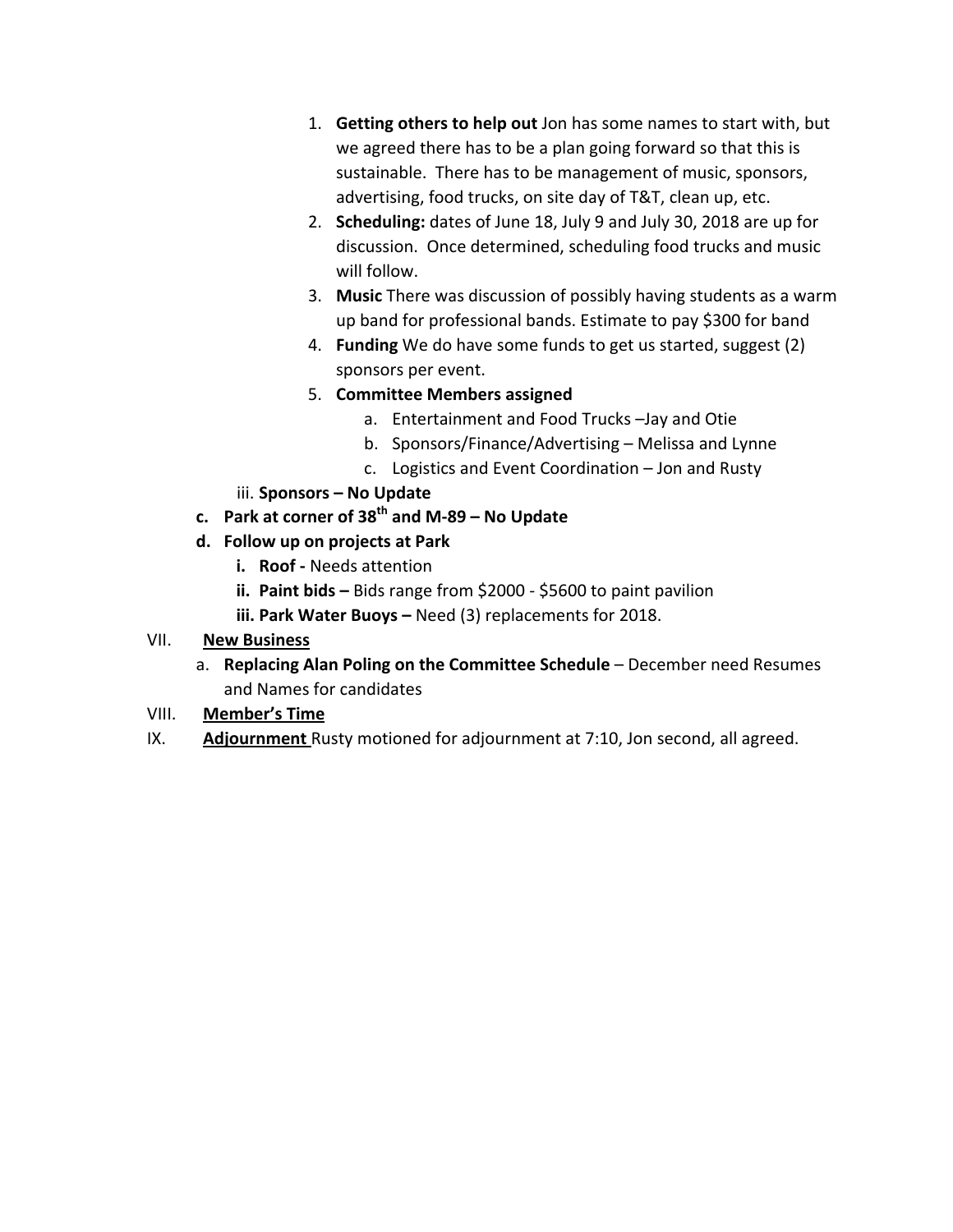1. **Getting others to help out** Jon has some names to start with, but we agreed there has to be a plan going forward so that this is sustainable. There has to be management of music, sponsors, advertising, food trucks, on site day of T&T, clean up, etc.
2. **Scheduling:** dates of June 18, July 9 and July 30, 2018 are up for discussion. Once determined, scheduling food trucks and music will follow.
3. **Music** There was discussion of possibly having students as a warm up band for professional bands. Estimate to pay $300 for band
4. **Funding** We do have some funds to get us started, suggest (2) sponsors per event.
5. **Committee Members assigned**
   a. Entertainment and Food Trucks –Jay and Otie
   b. Sponsors/Finance/Advertising – Melissa and Lynne
   c. Logistics and Event Coordination – Jon and Rusty

iii. **Sponsors – No Update**

c. **Park at corner of 38th and M-89 – No Update**

d. **Follow up on projects at Park**
   - **i. Roof -** Needs attention
   - **ii. Paint bids –** Bids range from $2000 - $5600 to paint pavilion
   - **iii. Park Water Buoys –** Need (3) replacements for 2018.

VII. **New Business**

a. **Replacing Alan Poling on the Committee Schedule** – December need Resumes and Names for candidates

VIII. **Member's Time**

IX. **Adjournment** Rusty motioned for adjournment at 7:10, Jon second, all agreed.